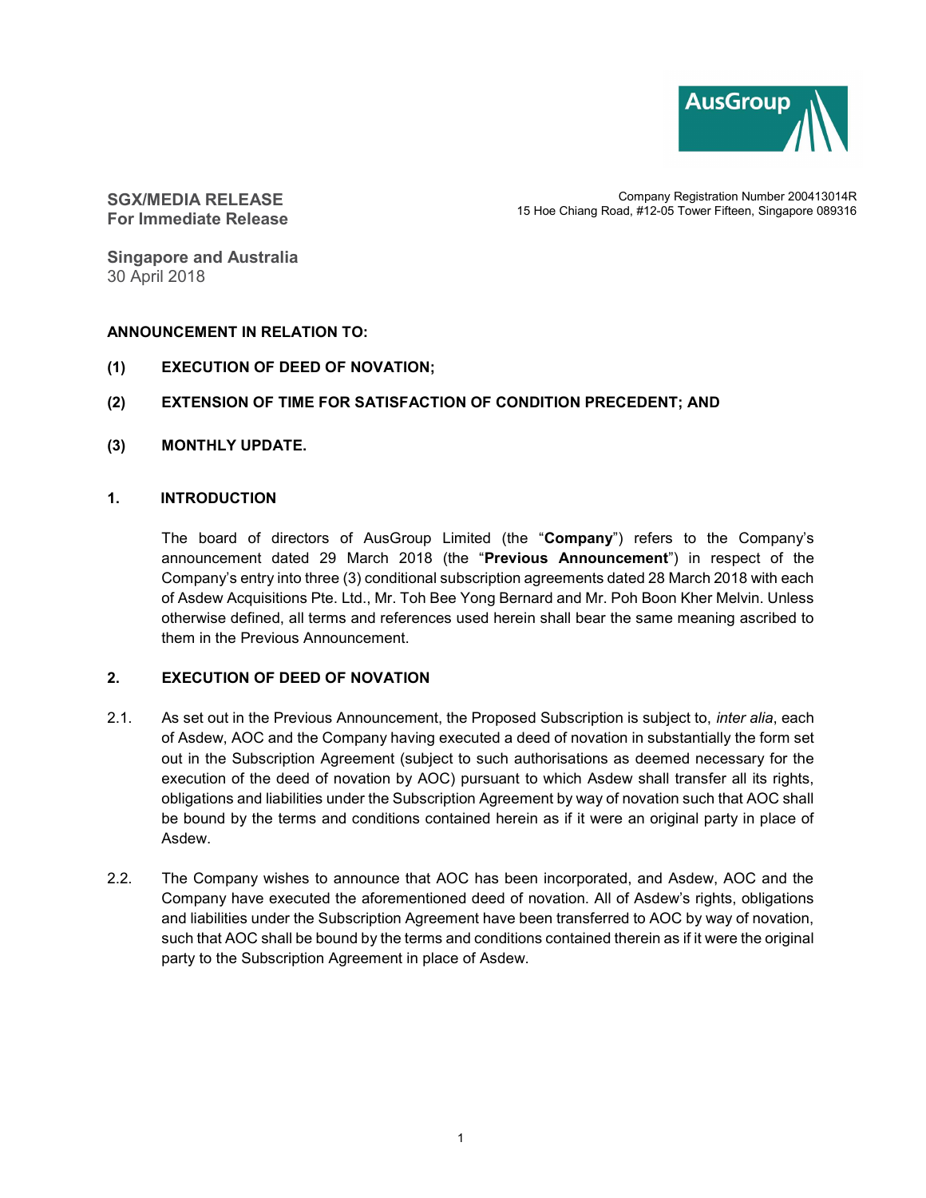**SGX/MEDIA RELEASE**
**For Immediate Release**

Company Registration Number 200413014R
15 Hoe Chiang Road, #12-05 Tower Fifteen, Singapore 089316

**Singapore and Australia**
30 April 2018

**ANNOUNCEMENT IN RELATION TO:**

**(1) EXECUTION OF DEED OF NOVATION;**

**(2) EXTENSION OF TIME FOR SATISFACTION OF CONDITION PRECEDENT; AND**

**(3) MONTHLY UPDATE.**

## 1. INTRODUCTION

The board of directors of AusGroup Limited (the "**Company**") refers to the Company's announcement dated 29 March 2018 (the "**Previous Announcement**") in respect of the Company's entry into three (3) conditional subscription agreements dated 28 March 2018 with each of Asdew Acquisitions Pte. Ltd., Mr. Toh Bee Yong Bernard and Mr. Poh Boon Kher Melvin. Unless otherwise defined, all terms and references used herein shall bear the same meaning ascribed to them in the Previous Announcement.

## 2. EXECUTION OF DEED OF NOVATION

2.1. As set out in the Previous Announcement, the Proposed Subscription is subject to, *inter alia*, each of Asdew, AOC and the Company having executed a deed of novation in substantially the form set out in the Subscription Agreement (subject to such authorisations as deemed necessary for the execution of the deed of novation by AOC) pursuant to which Asdew shall transfer all its rights, obligations and liabilities under the Subscription Agreement by way of novation such that AOC shall be bound by the terms and conditions contained herein as if it were an original party in place of Asdew.

2.2. The Company wishes to announce that AOC has been incorporated, and Asdew, AOC and the Company have executed the aforementioned deed of novation. All of Asdew's rights, obligations and liabilities under the Subscription Agreement have been transferred to AOC by way of novation, such that AOC shall be bound by the terms and conditions contained therein as if it were the original party to the Subscription Agreement in place of Asdew.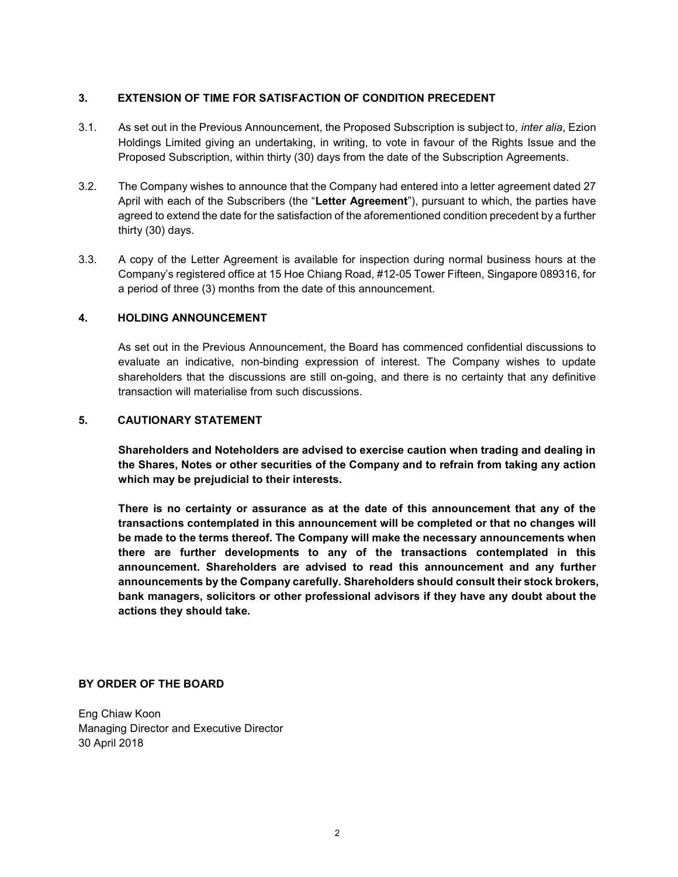## 3. EXTENSION OF TIME FOR SATISFACTION OF CONDITION PRECEDENT

3.1. As set out in the Previous Announcement, the Proposed Subscription is subject to, *inter alia*, Ezion Holdings Limited giving an undertaking, in writing, to vote in favour of the Rights Issue and the Proposed Subscription, within thirty (30) days from the date of the Subscription Agreements.

3.2. The Company wishes to announce that the Company had entered into a letter agreement dated 27 April with each of the Subscribers (the "**Letter Agreement**"), pursuant to which, the parties have agreed to extend the date for the satisfaction of the aforementioned condition precedent by a further thirty (30) days.

3.3. A copy of the Letter Agreement is available for inspection during normal business hours at the Company's registered office at 15 Hoe Chiang Road, #12-05 Tower Fifteen, Singapore 089316, for a period of three (3) months from the date of this announcement.

## 4. HOLDING ANNOUNCEMENT

As set out in the Previous Announcement, the Board has commenced confidential discussions to evaluate an indicative, non-binding expression of interest. The Company wishes to update shareholders that the discussions are still on-going, and there is no certainty that any definitive transaction will materialise from such discussions.

## 5. CAUTIONARY STATEMENT

**Shareholders and Noteholders are advised to exercise caution when trading and dealing in the Shares, Notes or other securities of the Company and to refrain from taking any action which may be prejudicial to their interests.**

**There is no certainty or assurance as at the date of this announcement that any of the transactions contemplated in this announcement will be completed or that no changes will be made to the terms thereof. The Company will make the necessary announcements when there are further developments to any of the transactions contemplated in this announcement. Shareholders are advised to read this announcement and any further announcements by the Company carefully. Shareholders should consult their stock brokers, bank managers, solicitors or other professional advisors if they have any doubt about the actions they should take.**

**BY ORDER OF THE BOARD**

Eng Chiaw Koon
Managing Director and Executive Director
30 April 2018